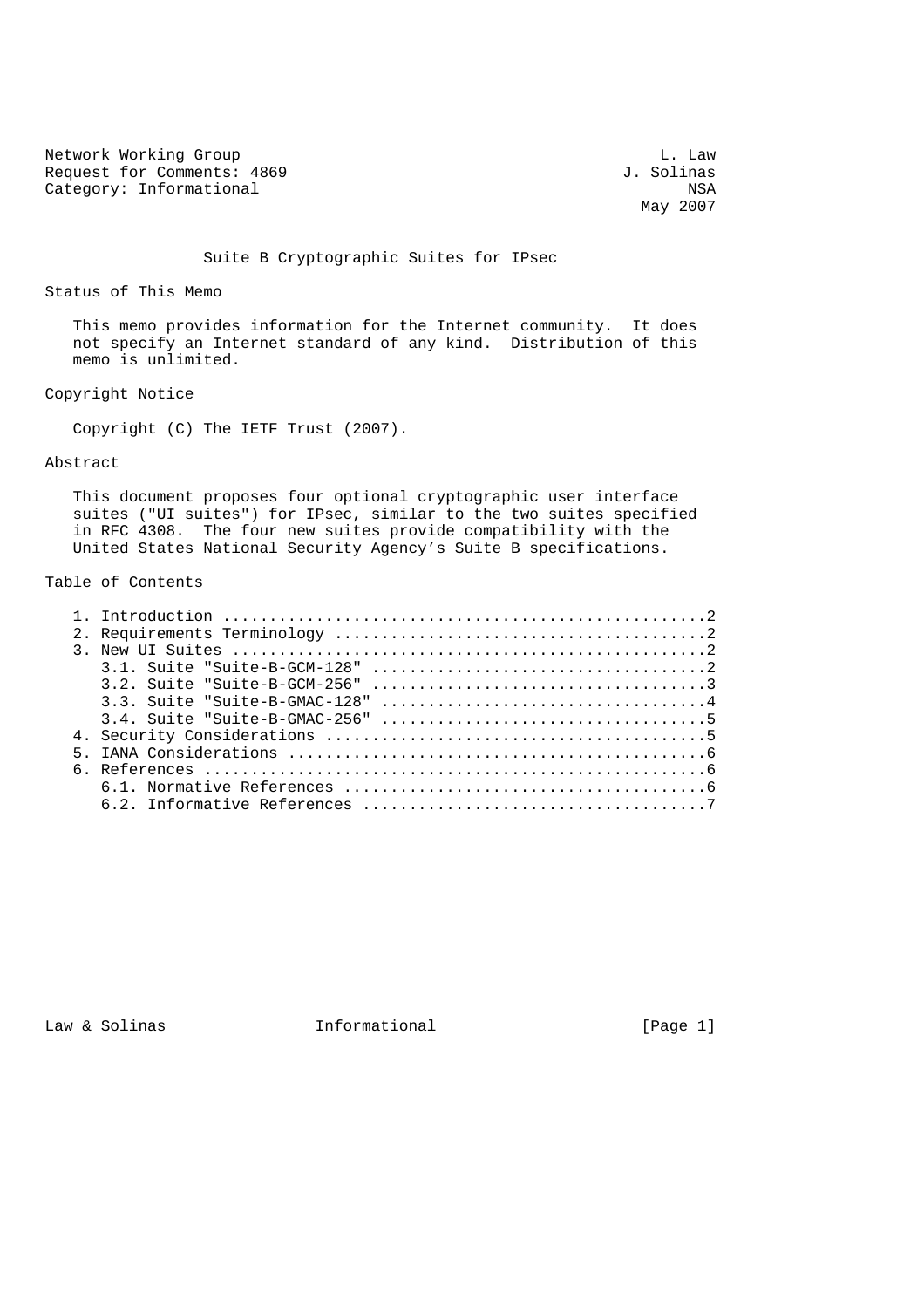Network Working Group                                             L. Law
Request for Comments: 4869                                    J. Solinas
Category: Informational                                              NSA
                                                                May 2007

# Suite B Cryptographic Suites for IPsec

## Status of This Memo

This memo provides information for the Internet community. It does not specify an Internet standard of any kind. Distribution of this memo is unlimited.

## Copyright Notice

Copyright (C) The IETF Trust (2007).

## Abstract

This document proposes four optional cryptographic user interface suites ("UI suites") for IPsec, similar to the two suites specified in RFC 4308. The four new suites provide compatibility with the United States National Security Agency's Suite B specifications.

## Table of Contents

1. Introduction ....................................................2
2. Requirements Terminology ........................................2
3. New UI Suites ...................................................2
   3.1. Suite "Suite-B-GCM-128" ....................................2
   3.2. Suite "Suite-B-GCM-256" ....................................3
   3.3. Suite "Suite-B-GMAC-128" ...................................4
   3.4. Suite "Suite-B-GMAC-256" ...................................5
4. Security Considerations .........................................5
5. IANA Considerations .............................................6
6. References ......................................................6
   6.1. Normative References .......................................6
   6.2. Informative References .....................................7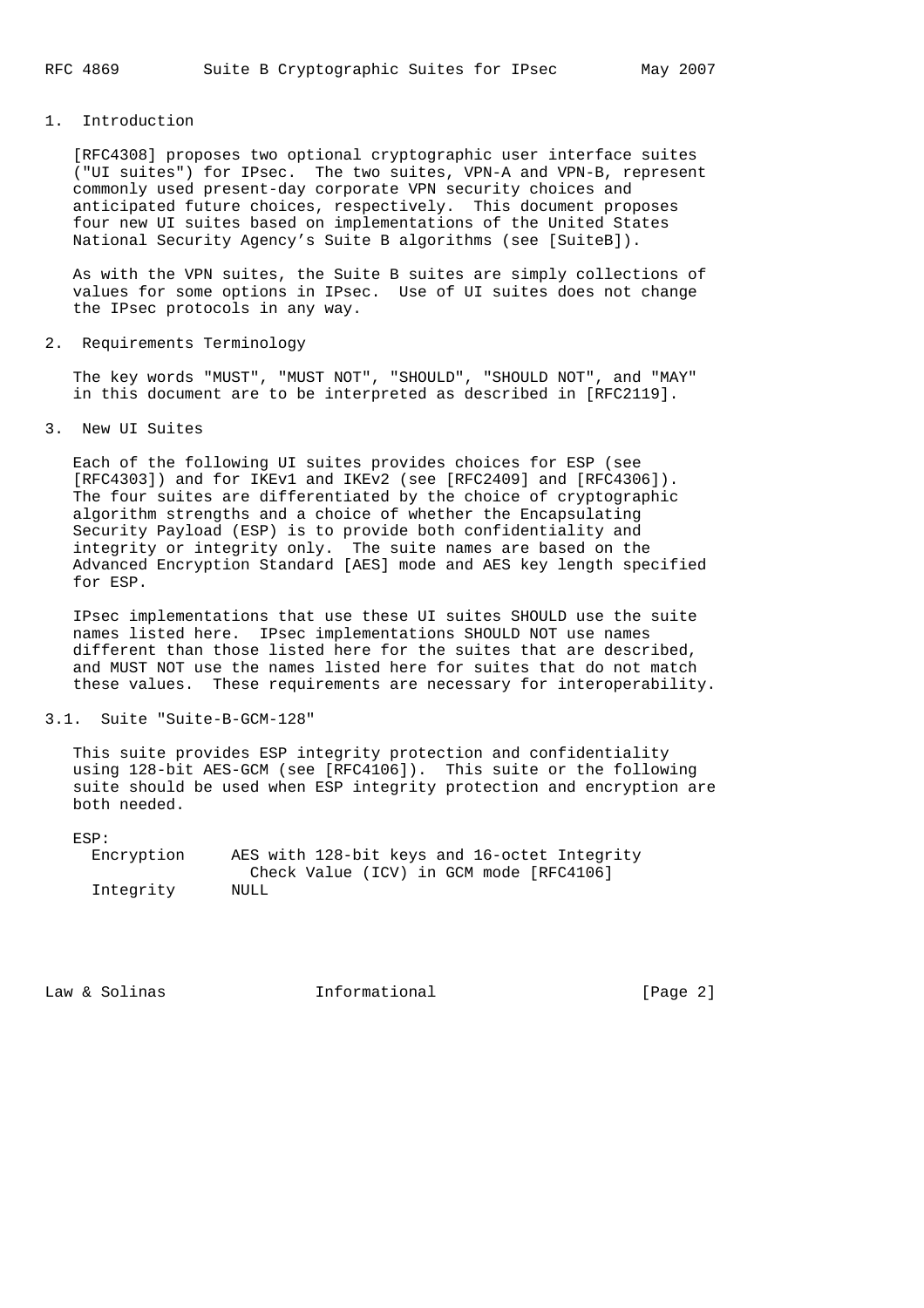## 1. Introduction

[RFC4308] proposes two optional cryptographic user interface suites ("UI suites") for IPsec. The two suites, VPN-A and VPN-B, represent commonly used present-day corporate VPN security choices and anticipated future choices, respectively. This document proposes four new UI suites based on implementations of the United States National Security Agency's Suite B algorithms (see [SuiteB]).

As with the VPN suites, the Suite B suites are simply collections of values for some options in IPsec. Use of UI suites does not change the IPsec protocols in any way.

## 2. Requirements Terminology

The key words "MUST", "MUST NOT", "SHOULD", "SHOULD NOT", and "MAY" in this document are to be interpreted as described in [RFC2119].

## 3. New UI Suites

Each of the following UI suites provides choices for ESP (see [RFC4303]) and for IKEv1 and IKEv2 (see [RFC2409] and [RFC4306]). The four suites are differentiated by the choice of cryptographic algorithm strengths and a choice of whether the Encapsulating Security Payload (ESP) is to provide both confidentiality and integrity or integrity only. The suite names are based on the Advanced Encryption Standard [AES] mode and AES key length specified for ESP.

IPsec implementations that use these UI suites SHOULD use the suite names listed here. IPsec implementations SHOULD NOT use names different than those listed here for the suites that are described, and MUST NOT use the names listed here for suites that do not match these values. These requirements are necessary for interoperability.

### 3.1. Suite "Suite-B-GCM-128"

This suite provides ESP integrity protection and confidentiality using 128-bit AES-GCM (see [RFC4106]). This suite or the following suite should be used when ESP integrity protection and encryption are both needed.

```
ESP:
  Encryption     AES with 128-bit keys and 16-octet Integrity
                   Check Value (ICV) in GCM mode [RFC4106]
  Integrity      NULL
```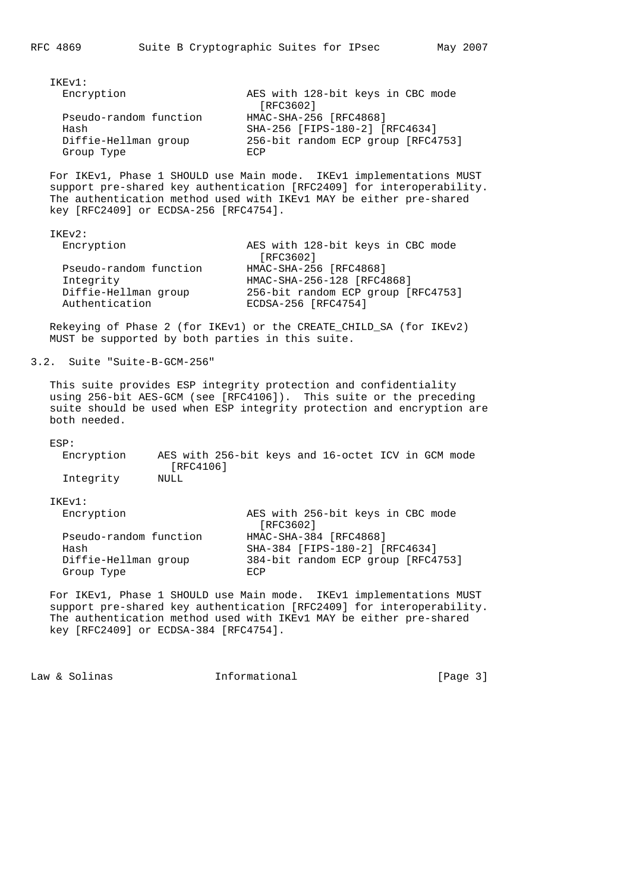IKEv1:

| | |
|---|---|
| Encryption | AES with 128-bit keys in CBC mode [RFC3602] |
| Pseudo-random function | HMAC-SHA-256 [RFC4868] |
| Hash | SHA-256 [FIPS-180-2] [RFC4634] |
| Diffie-Hellman group | 256-bit random ECP group [RFC4753] |
| Group Type | ECP |

For IKEv1, Phase 1 SHOULD use Main mode. IKEv1 implementations MUST support pre-shared key authentication [RFC2409] for interoperability. The authentication method used with IKEv1 MAY be either pre-shared key [RFC2409] or ECDSA-256 [RFC4754].

IKEv2:

| | |
|---|---|
| Encryption | AES with 128-bit keys in CBC mode [RFC3602] |
| Pseudo-random function | HMAC-SHA-256 [RFC4868] |
| Integrity | HMAC-SHA-256-128 [RFC4868] |
| Diffie-Hellman group | 256-bit random ECP group [RFC4753] |
| Authentication | ECDSA-256 [RFC4754] |

Rekeying of Phase 2 (for IKEv1) or the CREATE_CHILD_SA (for IKEv2) MUST be supported by both parties in this suite.

## 3.2. Suite "Suite-B-GCM-256"

This suite provides ESP integrity protection and confidentiality using 256-bit AES-GCM (see [RFC4106]). This suite or the preceding suite should be used when ESP integrity protection and encryption are both needed.

ESP:

| | |
|---|---|
| Encryption | AES with 256-bit keys and 16-octet ICV in GCM mode [RFC4106] |
| Integrity | NULL |

IKEv1:

| | |
|---|---|
| Encryption | AES with 256-bit keys in CBC mode [RFC3602] |
| Pseudo-random function | HMAC-SHA-384 [RFC4868] |
| Hash | SHA-384 [FIPS-180-2] [RFC4634] |
| Diffie-Hellman group | 384-bit random ECP group [RFC4753] |
| Group Type | ECP |

For IKEv1, Phase 1 SHOULD use Main mode. IKEv1 implementations MUST support pre-shared key authentication [RFC2409] for interoperability. The authentication method used with IKEv1 MAY be either pre-shared key [RFC2409] or ECDSA-384 [RFC4754].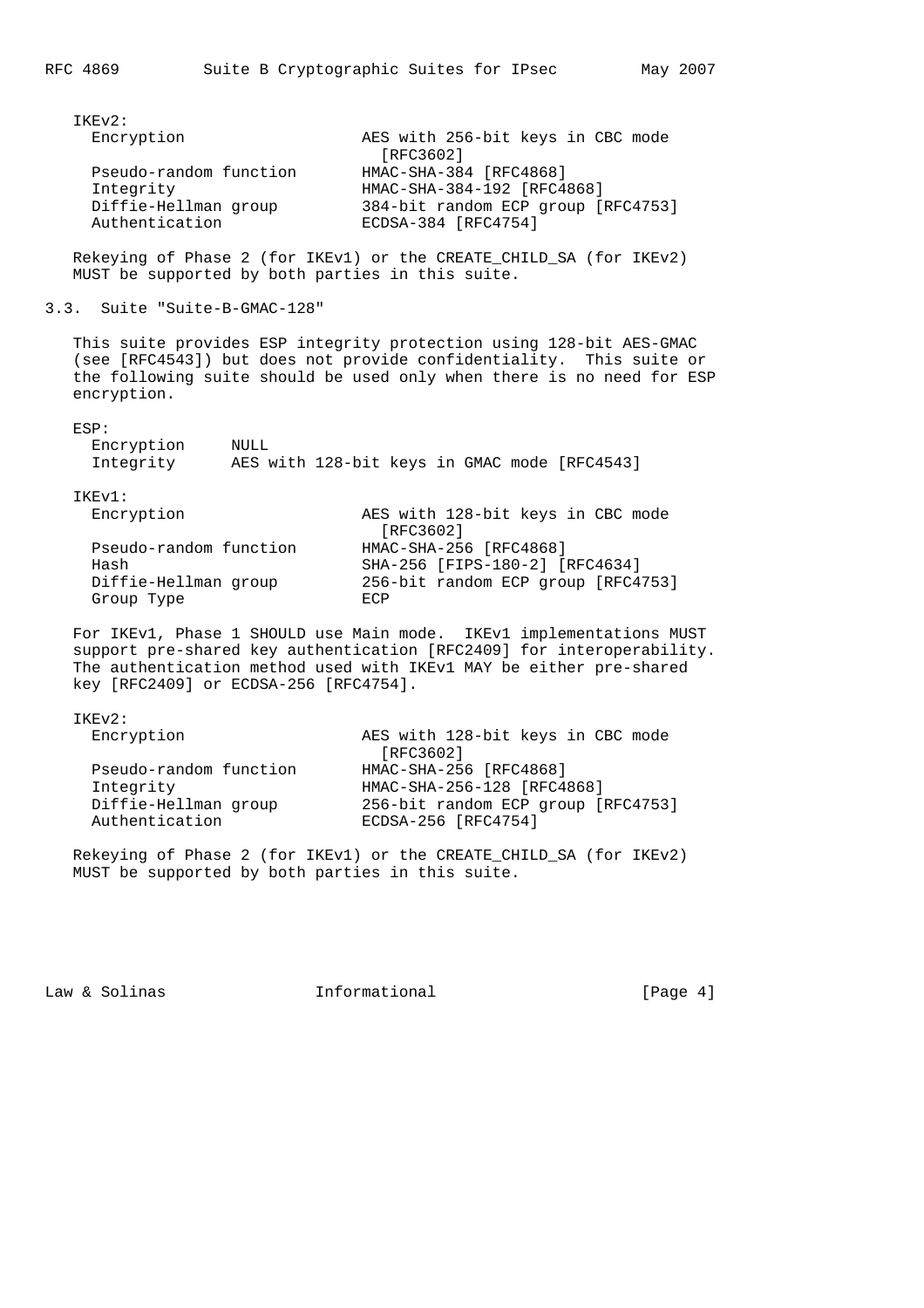IKEv2:

| | |
|---|---|
| Encryption | AES with 256-bit keys in CBC mode [RFC3602] |
| Pseudo-random function | HMAC-SHA-384 [RFC4868] |
| Integrity | HMAC-SHA-384-192 [RFC4868] |
| Diffie-Hellman group | 384-bit random ECP group [RFC4753] |
| Authentication | ECDSA-384 [RFC4754] |

Rekeying of Phase 2 (for IKEv1) or the CREATE_CHILD_SA (for IKEv2) MUST be supported by both parties in this suite.

## 3.3. Suite "Suite-B-GMAC-128"

This suite provides ESP integrity protection using 128-bit AES-GMAC (see [RFC4543]) but does not provide confidentiality. This suite or the following suite should be used only when there is no need for ESP encryption.

ESP:

| | |
|---|---|
| Encryption | NULL |
| Integrity | AES with 128-bit keys in GMAC mode [RFC4543] |

IKEv1:

| | |
|---|---|
| Encryption | AES with 128-bit keys in CBC mode [RFC3602] |
| Pseudo-random function | HMAC-SHA-256 [RFC4868] |
| Hash | SHA-256 [FIPS-180-2] [RFC4634] |
| Diffie-Hellman group | 256-bit random ECP group [RFC4753] |
| Group Type | ECP |

For IKEv1, Phase 1 SHOULD use Main mode. IKEv1 implementations MUST support pre-shared key authentication [RFC2409] for interoperability. The authentication method used with IKEv1 MAY be either pre-shared key [RFC2409] or ECDSA-256 [RFC4754].

IKEv2:

| | |
|---|---|
| Encryption | AES with 128-bit keys in CBC mode [RFC3602] |
| Pseudo-random function | HMAC-SHA-256 [RFC4868] |
| Integrity | HMAC-SHA-256-128 [RFC4868] |
| Diffie-Hellman group | 256-bit random ECP group [RFC4753] |
| Authentication | ECDSA-256 [RFC4754] |

Rekeying of Phase 2 (for IKEv1) or the CREATE_CHILD_SA (for IKEv2) MUST be supported by both parties in this suite.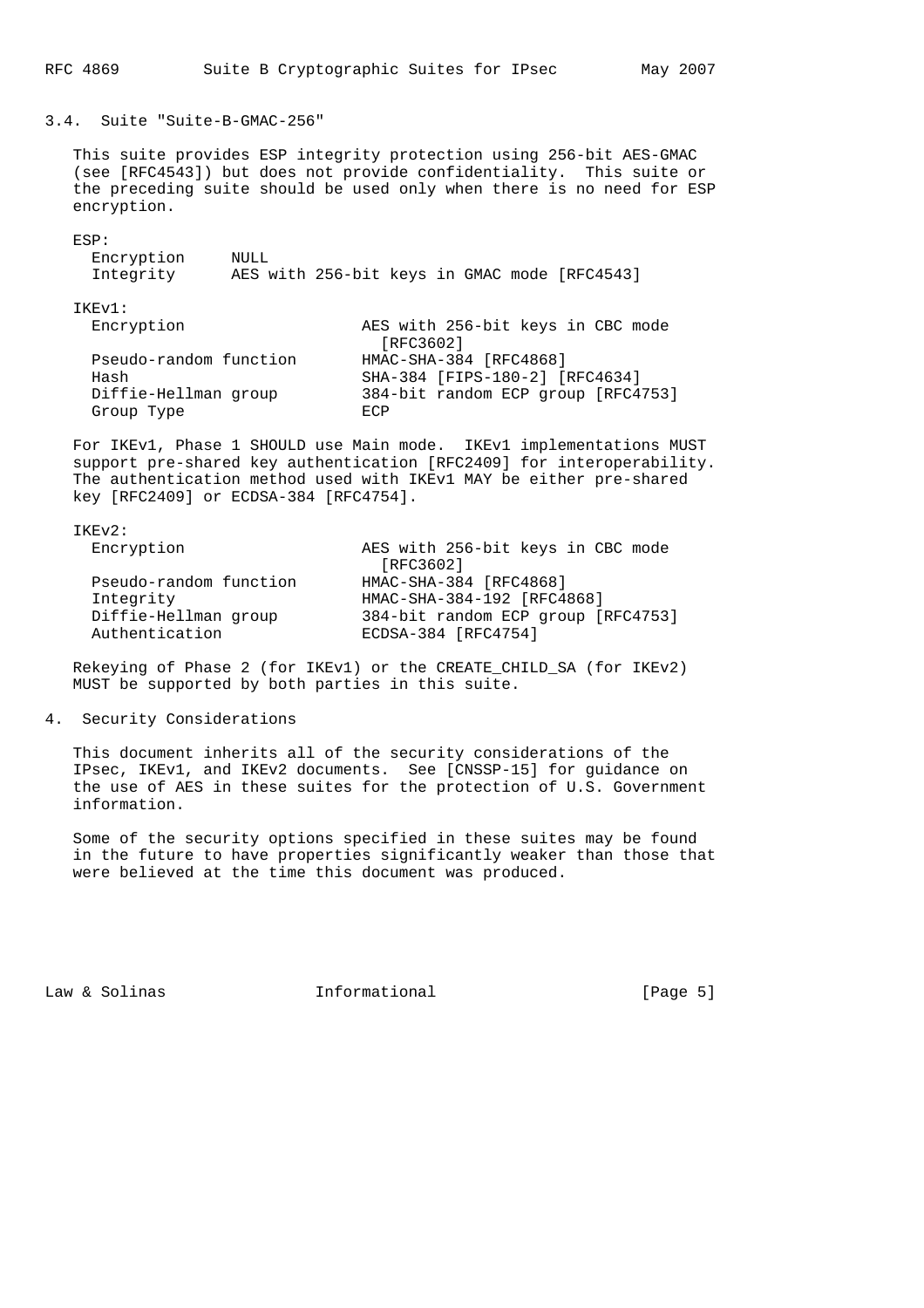### 3.4. Suite "Suite-B-GMAC-256"

This suite provides ESP integrity protection using 256-bit AES-GMAC (see [RFC4543]) but does not provide confidentiality. This suite or the preceding suite should be used only when there is no need for ESP encryption.

ESP:

| | |
|---|---|
| Encryption | NULL |
| Integrity | AES with 256-bit keys in GMAC mode [RFC4543] |

IKEv1:

| | |
|---|---|
| Encryption | AES with 256-bit keys in CBC mode [RFC3602] |
| Pseudo-random function | HMAC-SHA-384 [RFC4868] |
| Hash | SHA-384 [FIPS-180-2] [RFC4634] |
| Diffie-Hellman group | 384-bit random ECP group [RFC4753] |
| Group Type | ECP |

For IKEv1, Phase 1 SHOULD use Main mode. IKEv1 implementations MUST support pre-shared key authentication [RFC2409] for interoperability. The authentication method used with IKEv1 MAY be either pre-shared key [RFC2409] or ECDSA-384 [RFC4754].

IKEv2:

| | |
|---|---|
| Encryption | AES with 256-bit keys in CBC mode [RFC3602] |
| Pseudo-random function | HMAC-SHA-384 [RFC4868] |
| Integrity | HMAC-SHA-384-192 [RFC4868] |
| Diffie-Hellman group | 384-bit random ECP group [RFC4753] |
| Authentication | ECDSA-384 [RFC4754] |

Rekeying of Phase 2 (for IKEv1) or the CREATE_CHILD_SA (for IKEv2) MUST be supported by both parties in this suite.

## 4. Security Considerations

This document inherits all of the security considerations of the IPsec, IKEv1, and IKEv2 documents. See [CNSSP-15] for guidance on the use of AES in these suites for the protection of U.S. Government information.

Some of the security options specified in these suites may be found in the future to have properties significantly weaker than those that were believed at the time this document was produced.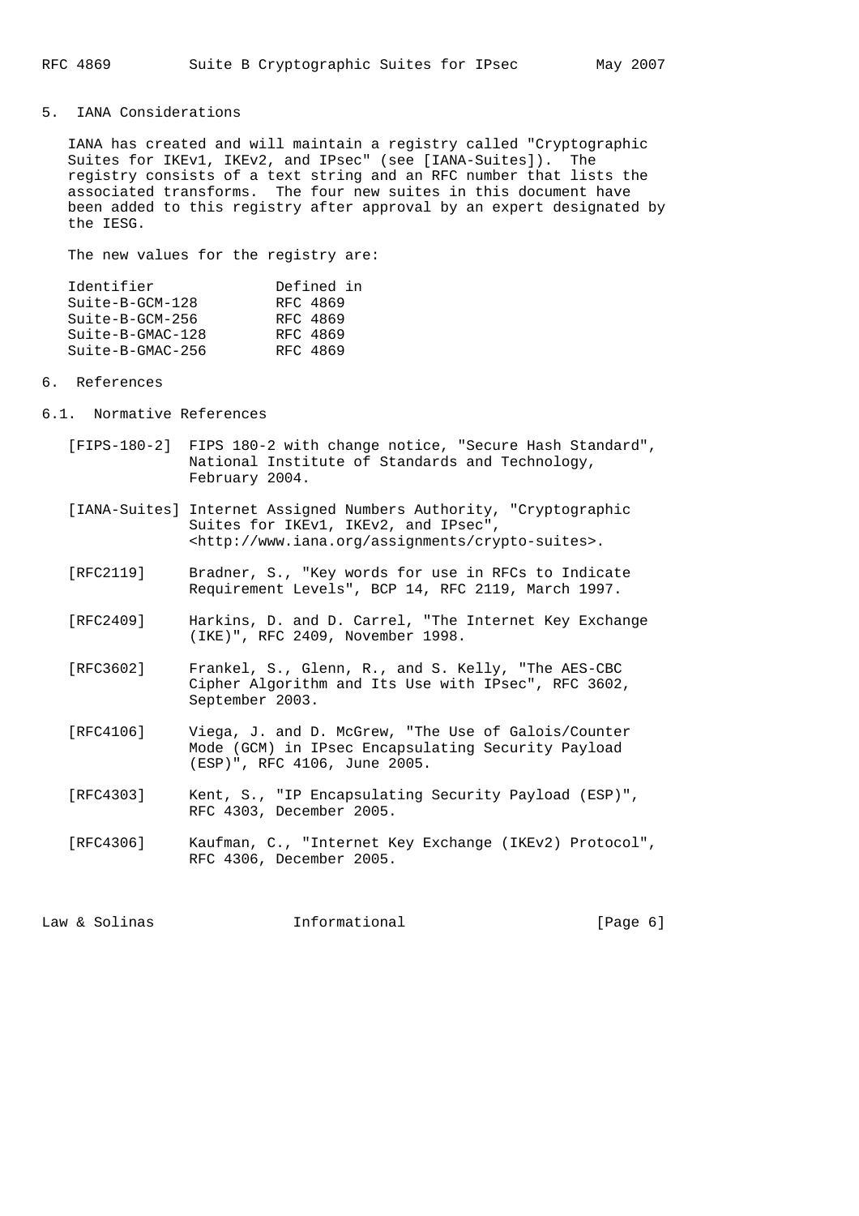## 5. IANA Considerations

IANA has created and will maintain a registry called "Cryptographic Suites for IKEv1, IKEv2, and IPsec" (see [IANA-Suites]). The registry consists of a text string and an RFC number that lists the associated transforms. The four new suites in this document have been added to this registry after approval by an expert designated by the IESG.

The new values for the registry are:

| Identifier | Defined in |
|---|---|
| Suite-B-GCM-128 | RFC 4869 |
| Suite-B-GCM-256 | RFC 4869 |
| Suite-B-GMAC-128 | RFC 4869 |
| Suite-B-GMAC-256 | RFC 4869 |

## 6. References

### 6.1. Normative References

[FIPS-180-2] FIPS 180-2 with change notice, "Secure Hash Standard", National Institute of Standards and Technology, February 2004.

[IANA-Suites] Internet Assigned Numbers Authority, "Cryptographic Suites for IKEv1, IKEv2, and IPsec", <http://www.iana.org/assignments/crypto-suites>.

[RFC2119] Bradner, S., "Key words for use in RFCs to Indicate Requirement Levels", BCP 14, RFC 2119, March 1997.

[RFC2409] Harkins, D. and D. Carrel, "The Internet Key Exchange (IKE)", RFC 2409, November 1998.

[RFC3602] Frankel, S., Glenn, R., and S. Kelly, "The AES-CBC Cipher Algorithm and Its Use with IPsec", RFC 3602, September 2003.

[RFC4106] Viega, J. and D. McGrew, "The Use of Galois/Counter Mode (GCM) in IPsec Encapsulating Security Payload (ESP)", RFC 4106, June 2005.

[RFC4303] Kent, S., "IP Encapsulating Security Payload (ESP)", RFC 4303, December 2005.

[RFC4306] Kaufman, C., "Internet Key Exchange (IKEv2) Protocol", RFC 4306, December 2005.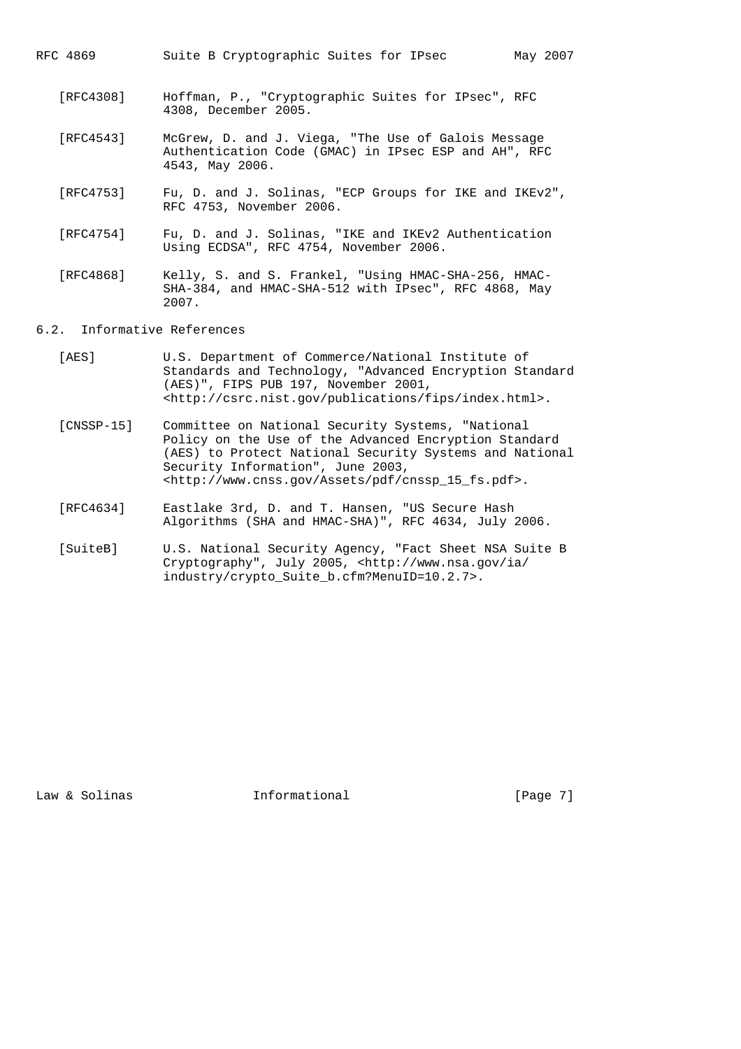[RFC4308] Hoffman, P., "Cryptographic Suites for IPsec", RFC 4308, December 2005.

[RFC4543] McGrew, D. and J. Viega, "The Use of Galois Message Authentication Code (GMAC) in IPsec ESP and AH", RFC 4543, May 2006.

[RFC4753] Fu, D. and J. Solinas, "ECP Groups for IKE and IKEv2", RFC 4753, November 2006.

[RFC4754] Fu, D. and J. Solinas, "IKE and IKEv2 Authentication Using ECDSA", RFC 4754, November 2006.

[RFC4868] Kelly, S. and S. Frankel, "Using HMAC-SHA-256, HMAC-SHA-384, and HMAC-SHA-512 with IPsec", RFC 4868, May 2007.

## 6.2. Informative References

[AES] U.S. Department of Commerce/National Institute of Standards and Technology, "Advanced Encryption Standard (AES)", FIPS PUB 197, November 2001, <http://csrc.nist.gov/publications/fips/index.html>.

[CNSSP-15] Committee on National Security Systems, "National Policy on the Use of the Advanced Encryption Standard (AES) to Protect National Security Systems and National Security Information", June 2003, <http://www.cnss.gov/Assets/pdf/cnssp_15_fs.pdf>.

[RFC4634] Eastlake 3rd, D. and T. Hansen, "US Secure Hash Algorithms (SHA and HMAC-SHA)", RFC 4634, July 2006.

[SuiteB] U.S. National Security Agency, "Fact Sheet NSA Suite B Cryptography", July 2005, <http://www.nsa.gov/ia/industry/crypto_Suite_b.cfm?MenuID=10.2.7>.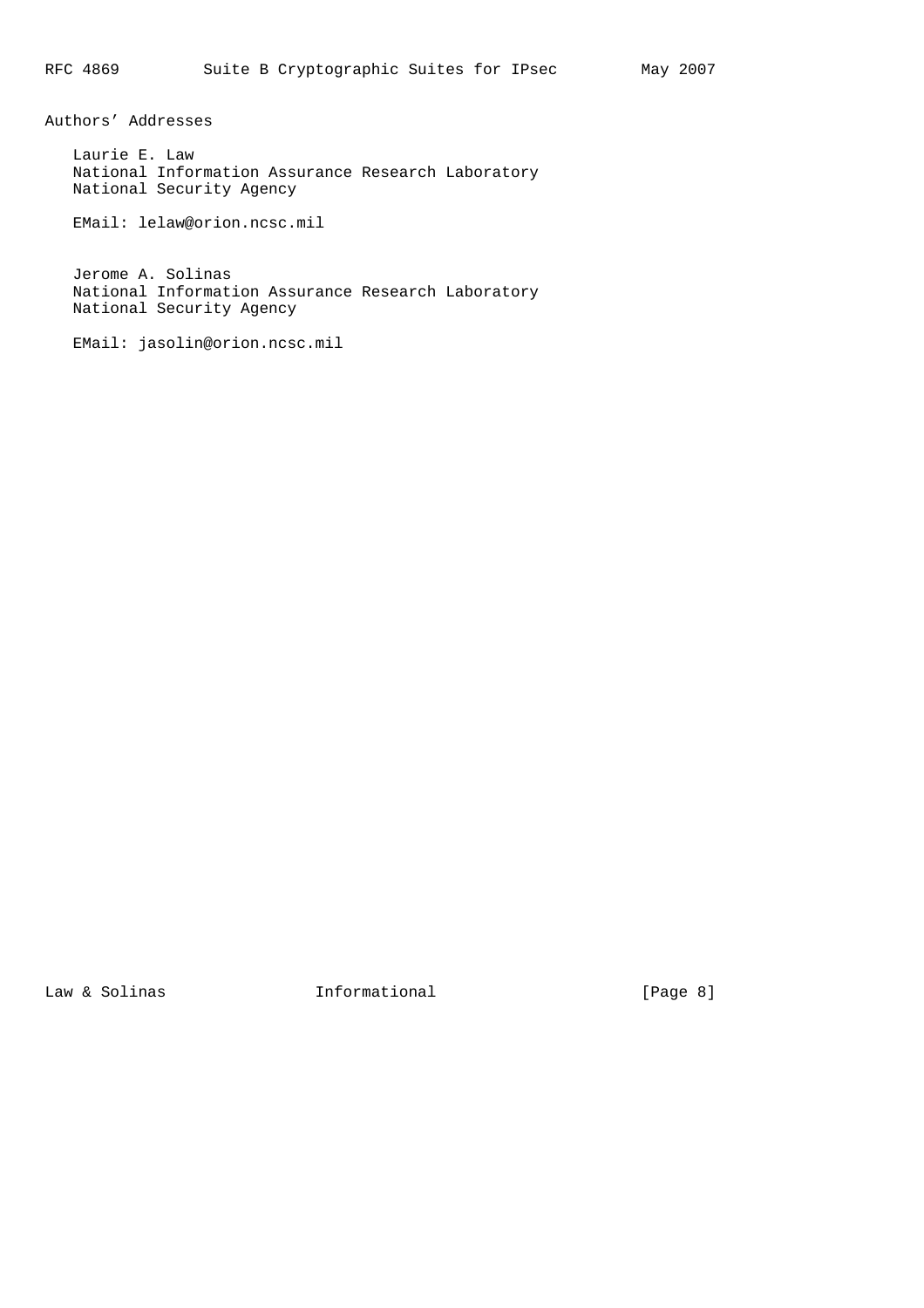## Authors' Addresses

Laurie E. Law
National Information Assurance Research Laboratory
National Security Agency

EMail: lelaw@orion.ncsc.mil

Jerome A. Solinas
National Information Assurance Research Laboratory
National Security Agency

EMail: jasolin@orion.ncsc.mil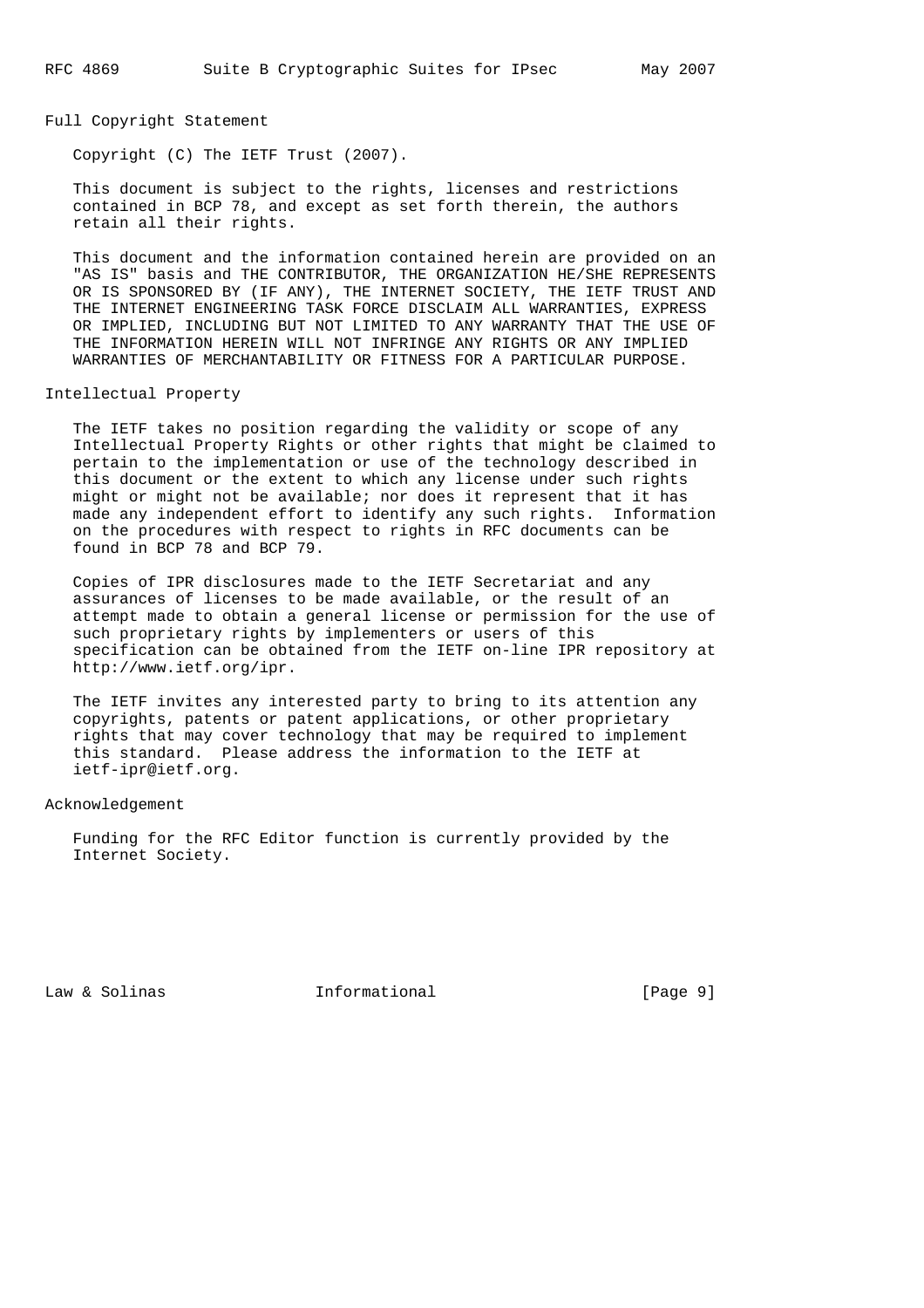## Full Copyright Statement

Copyright (C) The IETF Trust (2007).

This document is subject to the rights, licenses and restrictions contained in BCP 78, and except as set forth therein, the authors retain all their rights.

This document and the information contained herein are provided on an "AS IS" basis and THE CONTRIBUTOR, THE ORGANIZATION HE/SHE REPRESENTS OR IS SPONSORED BY (IF ANY), THE INTERNET SOCIETY, THE IETF TRUST AND THE INTERNET ENGINEERING TASK FORCE DISCLAIM ALL WARRANTIES, EXPRESS OR IMPLIED, INCLUDING BUT NOT LIMITED TO ANY WARRANTY THAT THE USE OF THE INFORMATION HEREIN WILL NOT INFRINGE ANY RIGHTS OR ANY IMPLIED WARRANTIES OF MERCHANTABILITY OR FITNESS FOR A PARTICULAR PURPOSE.

## Intellectual Property

The IETF takes no position regarding the validity or scope of any Intellectual Property Rights or other rights that might be claimed to pertain to the implementation or use of the technology described in this document or the extent to which any license under such rights might or might not be available; nor does it represent that it has made any independent effort to identify any such rights. Information on the procedures with respect to rights in RFC documents can be found in BCP 78 and BCP 79.

Copies of IPR disclosures made to the IETF Secretariat and any assurances of licenses to be made available, or the result of an attempt made to obtain a general license or permission for the use of such proprietary rights by implementers or users of this specification can be obtained from the IETF on-line IPR repository at http://www.ietf.org/ipr.

The IETF invites any interested party to bring to its attention any copyrights, patents or patent applications, or other proprietary rights that may cover technology that may be required to implement this standard. Please address the information to the IETF at ietf-ipr@ietf.org.

## Acknowledgement

Funding for the RFC Editor function is currently provided by the Internet Society.